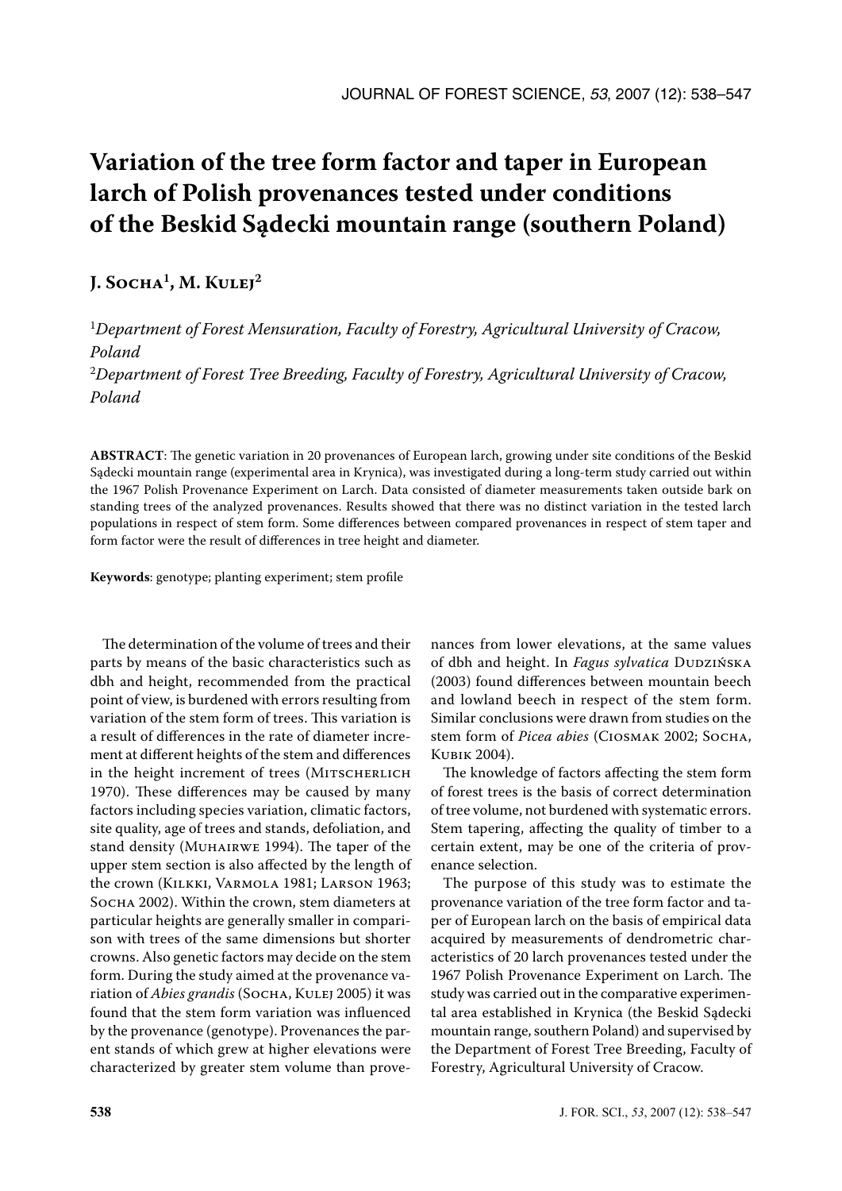# Variation of the tree form factor and taper in European larch of Polish provenances tested under conditions of the Beskid Sądecki mountain range (southern Poland)

**J. Socha[1], M. Kulej[2]**

[1]*Department of Forest Mensuration, Faculty of Forestry, Agricultural University of Cracow, Poland*

[2]*Department of Forest Tree Breeding, Faculty of Forestry, Agricultural University of Cracow, Poland*

**ABSTRACT**: The genetic variation in 20 provenances of European larch, growing under site conditions of the Beskid Sądecki mountain range (experimental area in Krynica), was investigated during a long-term study carried out within the 1967 Polish Provenance Experiment on Larch. Data consisted of diameter measurements taken outside bark on standing trees of the analyzed provenances. Results showed that there was no distinct variation in the tested larch populations in respect of stem form. Some differences between compared provenances in respect of stem taper and form factor were the result of differences in tree height and diameter.

**Keywords**: genotype; planting experiment; stem profile

The determination of the volume of trees and their parts by means of the basic characteristics such as dbh and height, recommended from the practical point of view, is burdened with errors resulting from variation of the stem form of trees. This variation is a result of differences in the rate of diameter increment at different heights of the stem and differences in the height increment of trees (Mitscherlich 1970). These differences may be caused by many factors including species variation, climatic factors, site quality, age of trees and stands, defoliation, and stand density (Muhairwe 1994). The taper of the upper stem section is also affected by the length of the crown (Kilkki, Varmola 1981; Larson 1963; Socha 2002). Within the crown, stem diameters at particular heights are generally smaller in comparison with trees of the same dimensions but shorter crowns. Also genetic factors may decide on the stem form. During the study aimed at the provenance variation of *Abies grandis* (Socha, Kulej 2005) it was found that the stem form variation was influenced by the provenance (genotype). Provenances the parent stands of which grew at higher elevations were characterized by greater stem volume than provenances from lower elevations, at the same values of dbh and height. In *Fagus sylvatica* Dudzińska (2003) found differences between mountain beech and lowland beech in respect of the stem form. Similar conclusions were drawn from studies on the stem form of *Picea abies* (Ciosmak 2002; Socha, Kubik 2004).

The knowledge of factors affecting the stem form of forest trees is the basis of correct determination of tree volume, not burdened with systematic errors. Stem tapering, affecting the quality of timber to a certain extent, may be one of the criteria of provenance selection.

The purpose of this study was to estimate the provenance variation of the tree form factor and taper of European larch on the basis of empirical data acquired by measurements of dendrometric characteristics of 20 larch provenances tested under the 1967 Polish Provenance Experiment on Larch. The study was carried out in the comparative experimental area established in Krynica (the Beskid Sądecki mountain range, southern Poland) and supervised by the Department of Forest Tree Breeding, Faculty of Forestry, Agricultural University of Cracow.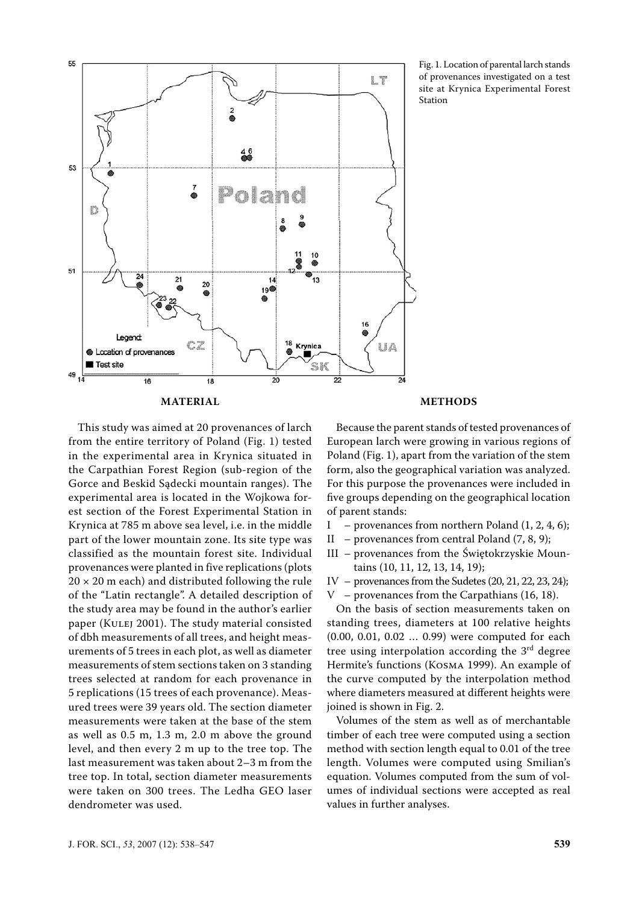Fig. 1. Location of parental larch stands of provenances investigated on a test site at Krynica Experimental Forest Station

## MATERIAL

This study was aimed at 20 provenances of larch from the entire territory of Poland (Fig. 1) tested in the experimental area in Krynica situated in the Carpathian Forest Region (sub-region of the Gorce and Beskid Sądecki mountain ranges). The experimental area is located in the Wojkowa forest section of the Forest Experimental Station in Krynica at 785 m above sea level, i.e. in the middle part of the lower mountain zone. Its site type was classified as the mountain forest site. Individual provenances were planted in five replications (plots 20 × 20 m each) and distributed following the rule of the "Latin rectangle". A detailed description of the study area may be found in the author's earlier paper (Kulej 2001). The study material consisted of dbh measurements of all trees, and height measurements of 5 trees in each plot, as well as diameter measurements of stem sections taken on 3 standing trees selected at random for each provenance in 5 replications (15 trees of each provenance). Measured trees were 39 years old. The section diameter measurements were taken at the base of the stem as well as 0.5 m, 1.3 m, 2.0 m above the ground level, and then every 2 m up to the tree top. The last measurement was taken about 2–3 m from the tree top. In total, section diameter measurements were taken on 300 trees. The Ledha GEO laser dendrometer was used.

## METHODS

Because the parent stands of tested provenances of European larch were growing in various regions of Poland (Fig. 1), apart from the variation of the stem form, also the geographical variation was analyzed. For this purpose the provenances were included in five groups depending on the geographical location of parent stands:

- I – provenances from northern Poland (1, 2, 4, 6);
- II – provenances from central Poland (7, 8, 9);
- III – provenances from the Świętokrzyskie Mountains (10, 11, 12, 13, 14, 19);
- IV – provenances from the Sudetes (20, 21, 22, 23, 24);
- V – provenances from the Carpathians (16, 18).

On the basis of section measurements taken on standing trees, diameters at 100 relative heights (0.00, 0.01, 0.02 … 0.99) were computed for each tree using interpolation according the 3rd degree Hermite's functions (Kosma 1999). An example of the curve computed by the interpolation method where diameters measured at different heights were joined is shown in Fig. 2.

Volumes of the stem as well as of merchantable timber of each tree were computed using a section method with section length equal to 0.01 of the tree length. Volumes were computed using Smilian's equation. Volumes computed from the sum of volumes of individual sections were accepted as real values in further analyses.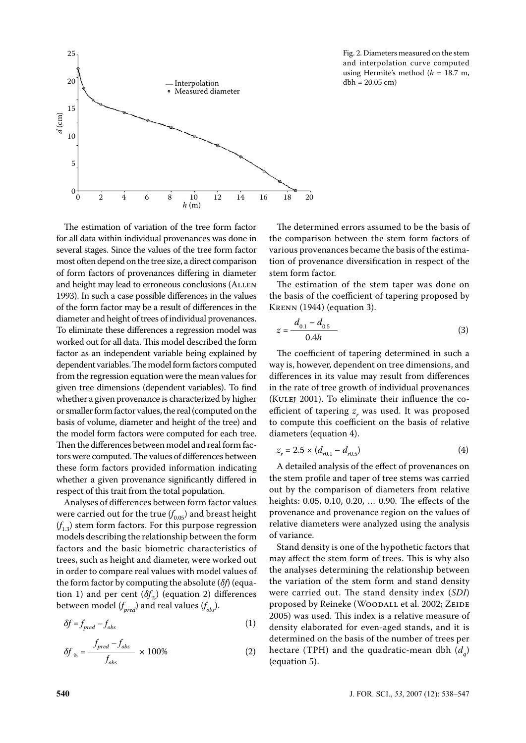Fig. 2. Diameters measured on the stem and interpolation curve computed using Hermite's method ($h$ = 18.7 m, dbh = 20.05 cm)

The estimation of variation of the tree form factor for all data within individual provenances was done in several stages. Since the values of the tree form factor most often depend on the tree size, a direct comparison of form factors of provenances differing in diameter and height may lead to erroneous conclusions (Allen 1993). In such a case possible differences in the values of the form factor may be a result of differences in the diameter and height of trees of individual provenances. To eliminate these differences a regression model was worked out for all data. This model described the form factor as an independent variable being explained by dependent variables. The model form factors computed from the regression equation were the mean values for given tree dimensions (dependent variables). To find whether a given provenance is characterized by higher or smaller form factor values, the real (computed on the basis of volume, diameter and height of the tree) and the model form factors were computed for each tree. Then the differences between model and real form factors were computed. The values of differences between these form factors provided information indicating whether a given provenance significantly differed in respect of this trait from the total population.

Analyses of differences between form factor values were carried out for the true ($f_{0.05}$) and breast height ($f_{1.3}$) stem form factors. For this purpose regression models describing the relationship between the form factors and the basic biometric characteristics of trees, such as height and diameter, were worked out in order to compare real values with model values of the form factor by computing the absolute ($\delta f$) (equation 1) and per cent ($\delta f_{\%}$) (equation 2) differences between model ($f_{pred}$) and real values ($f_{obs}$).

$$\delta f = f_{pred} - f_{obs} \tag{1}$$

$$\delta f_{\%} = \frac{f_{pred} - f_{obs}}{f_{obs}} \times 100\% \tag{2}$$

The determined errors assumed to be the basis of the comparison between the stem form factors of various provenances became the basis of the estimation of provenance diversification in respect of the stem form factor.

The estimation of the stem taper was done on the basis of the coefficient of tapering proposed by Krenn (1944) (equation 3).

$$z = \frac{d_{0.1} - d_{0.5}}{0.4h} \tag{3}$$

The coefficient of tapering determined in such a way is, however, dependent on tree dimensions, and differences in its value may result from differences in the rate of tree growth of individual provenances (Kulej 2001). To eliminate their influence the coefficient of tapering $z_r$ was used. It was proposed to compute this coefficient on the basis of relative diameters (equation 4).

$$z_r = 2.5 \times (d_{r0.1} - d_{r0.5}) \tag{4}$$

A detailed analysis of the effect of provenances on the stem profile and taper of tree stems was carried out by the comparison of diameters from relative heights: 0.05, 0.10, 0.20, ... 0.90. The effects of the provenance and provenance region on the values of relative diameters were analyzed using the analysis of variance.

Stand density is one of the hypothetic factors that may affect the stem form of trees. This is why also the analyses determining the relationship between the variation of the stem form and stand density were carried out. The stand density index (*SDI*) proposed by Reineke (Woodall et al. 2002; Zeide 2005) was used. This index is a relative measure of density elaborated for even-aged stands, and it is determined on the basis of the number of trees per hectare (TPH) and the quadratic-mean dbh ($d_q$) (equation 5).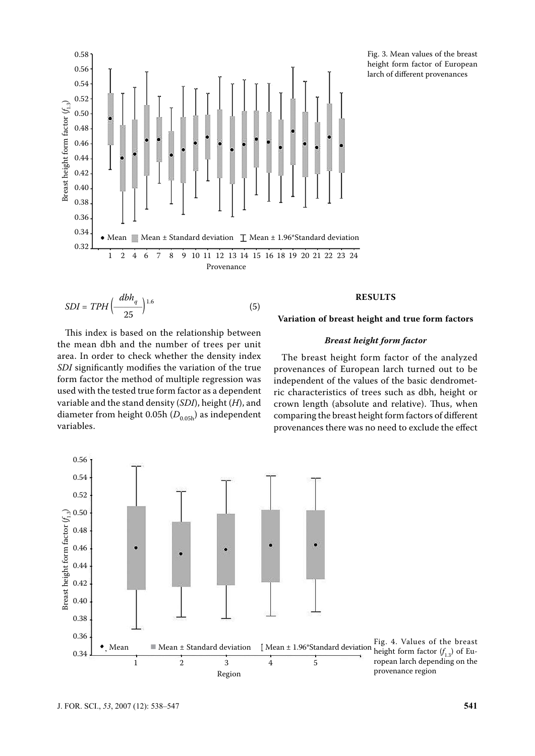Fig. 3. Mean values of the breast height form factor of European larch of different provenances

$$SDI = TPH\left(\frac{dbh_q}{25}\right)^{1.6} \quad (5)$$

This index is based on the relationship between the mean dbh and the number of trees per unit area. In order to check whether the density index *SDI* significantly modifies the variation of the true form factor the method of multiple regression was used with the tested true form factor as a dependent variable and the stand density (*SDI*), height (*H*), and diameter from height 0.05h ($D_{0.05h}$) as independent variables.

## RESULTS

### Variation of breast height and true form factors

#### *Breast height form factor*

The breast height form factor of the analyzed provenances of European larch turned out to be independent of the values of the basic dendrometric characteristics of trees such as dbh, height or crown length (absolute and relative). Thus, when comparing the breast height form factors of different provenances there was no need to exclude the effect

Fig. 4. Values of the breast height form factor ($f_{1.3}$) of European larch depending on the provenance region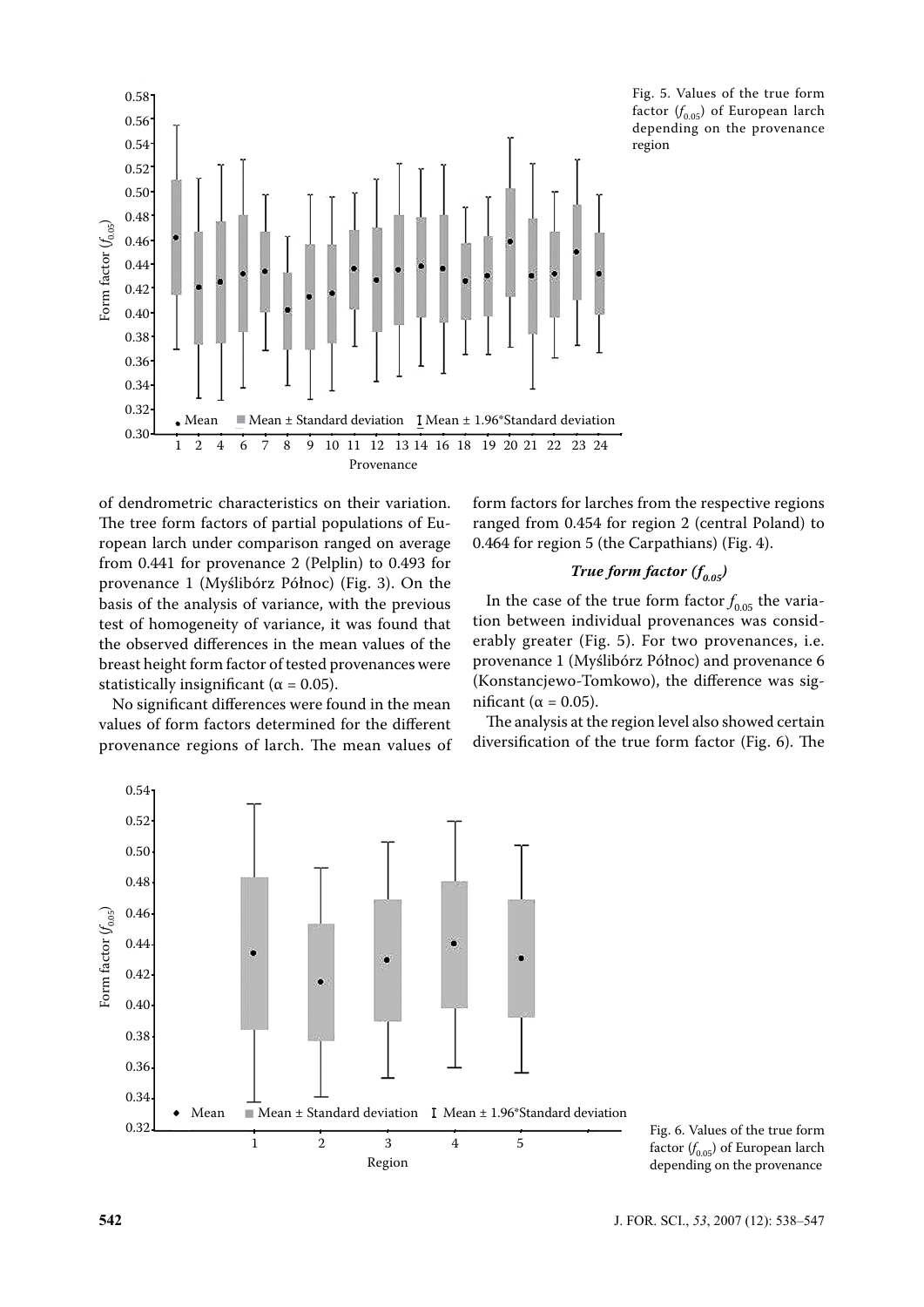Fig. 5. Values of the true form factor ($f_{0.05}$) of European larch depending on the provenance region

of dendrometric characteristics on their variation. The tree form factors of partial populations of European larch under comparison ranged on average from 0.441 for provenance 2 (Pelplin) to 0.493 for provenance 1 (Myślibórz Północ) (Fig. 3). On the basis of the analysis of variance, with the previous test of homogeneity of variance, it was found that the observed differences in the mean values of the breast height form factor of tested provenances were statistically insignificant ($\alpha = 0.05$).

No significant differences were found in the mean values of form factors determined for the different provenance regions of larch. The mean values of form factors for larches from the respective regions ranged from 0.454 for region 2 (central Poland) to 0.464 for region 5 (the Carpathians) (Fig. 4).

### *True form factor ($f_{0.05}$)*

In the case of the true form factor $f_{0.05}$ the variation between individual provenances was considerably greater (Fig. 5). For two provenances, i.e. provenance 1 (Myślibórz Północ) and provenance 6 (Konstancjewo-Tomkowo), the difference was significant ($\alpha = 0.05$).

The analysis at the region level also showed certain diversification of the true form factor (Fig. 6). The

Fig. 6. Values of the true form factor ($f_{0.05}$) of European larch depending on the provenance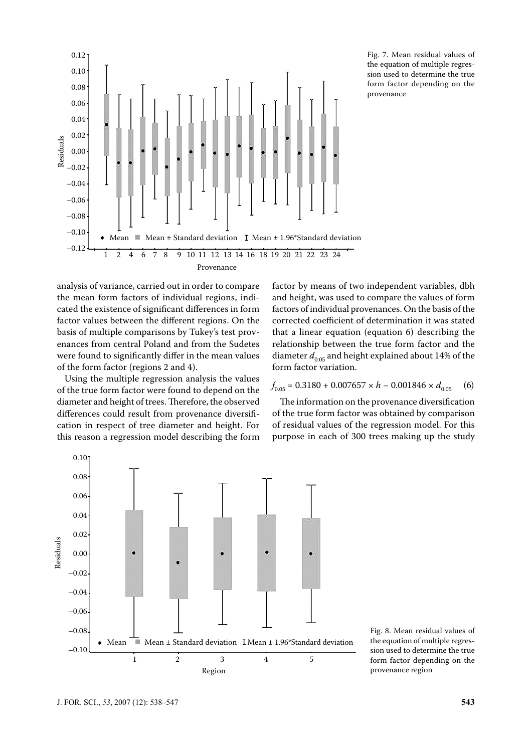Fig. 7. Mean residual values of the equation of multiple regression used to determine the true form factor depending on the provenance

analysis of variance, carried out in order to compare the mean form factors of individual regions, indicated the existence of significant differences in form factor values between the different regions. On the basis of multiple comparisons by Tukey's test provenances from central Poland and from the Sudetes were found to significantly differ in the mean values of the form factor (regions 2 and 4).

Using the multiple regression analysis the values of the true form factor were found to depend on the diameter and height of trees. Therefore, the observed differences could result from provenance diversification in respect of tree diameter and height. For this reason a regression model describing the form factor by means of two independent variables, dbh and height, was used to compare the values of form factors of individual provenances. On the basis of the corrected coefficient of determination it was stated that a linear equation (equation 6) describing the relationship between the true form factor and the diameter $d_{0.05}$ and height explained about 14% of the form factor variation.

$$f_{0.05} = 0.3180 + 0.007657 \times h - 0.001846 \times d_{0.05} \quad (6)$$

The information on the provenance diversification of the true form factor was obtained by comparison of residual values of the regression model. For this purpose in each of 300 trees making up the study

Fig. 8. Mean residual values of the equation of multiple regression used to determine the true form factor depending on the provenance region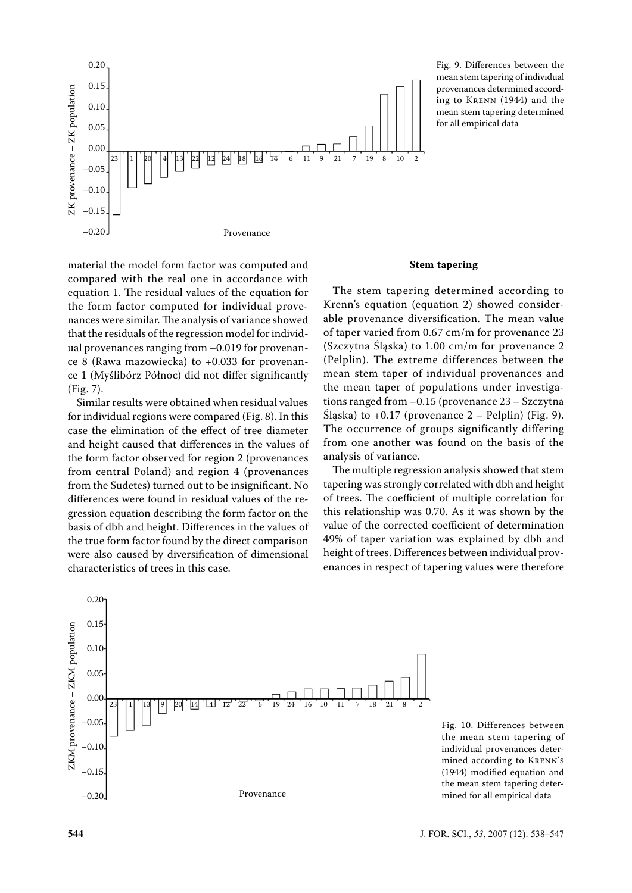Fig. 9. Differences between the mean stem tapering of individual provenances determined according to Krenn (1944) and the mean stem tapering determined for all empirical data

material the model form factor was computed and compared with the real one in accordance with equation 1. The residual values of the equation for the form factor computed for individual provenances were similar. The analysis of variance showed that the residuals of the regression model for individual provenances ranging from –0.019 for provenance 8 (Rawa mazowiecka) to +0.033 for provenance 1 (Myślibórz Północ) did not differ significantly (Fig. 7).

Similar results were obtained when residual values for individual regions were compared (Fig. 8). In this case the elimination of the effect of tree diameter and height caused that differences in the values of the form factor observed for region 2 (provenances from central Poland) and region 4 (provenances from the Sudetes) turned out to be insignificant. No differences were found in residual values of the regression equation describing the form factor on the basis of dbh and height. Differences in the values of the true form factor found by the direct comparison were also caused by diversification of dimensional characteristics of trees in this case.

**Stem tapering**

The stem tapering determined according to Krenn's equation (equation 2) showed considerable provenance diversification. The mean value of taper varied from 0.67 cm/m for provenance 23 (Szczytna Śląska) to 1.00 cm/m for provenance 2 (Pelplin). The extreme differences between the mean stem taper of individual provenances and the mean taper of populations under investigations ranged from –0.15 (provenance 23 – Szczytna Śląska) to +0.17 (provenance 2 – Pelplin) (Fig. 9). The occurrence of groups significantly differing from one another was found on the basis of the analysis of variance.

The multiple regression analysis showed that stem tapering was strongly correlated with dbh and height of trees. The coefficient of multiple correlation for this relationship was 0.70. As it was shown by the value of the corrected coefficient of determination 49% of taper variation was explained by dbh and height of trees. Differences between individual provenances in respect of tapering values were therefore

Fig. 10. Differences between the mean stem tapering of individual provenances determined according to Krenn's (1944) modified equation and the mean stem tapering determined for all empirical data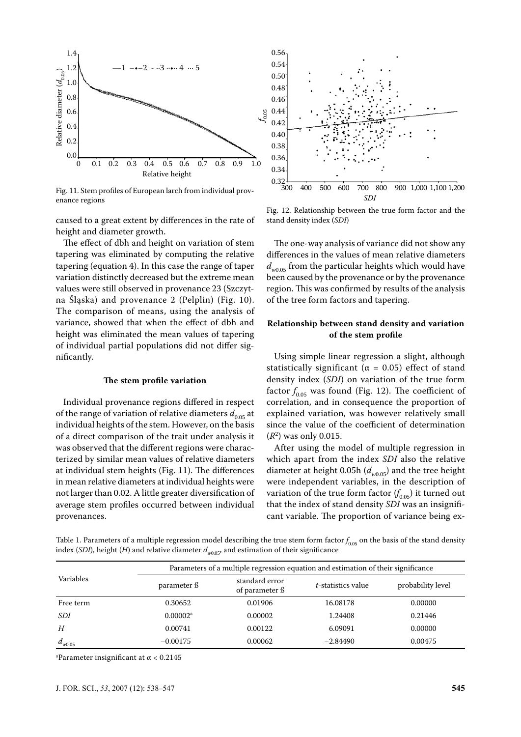Fig. 11. Stem profiles of European larch from individual provenance regions

Fig. 12. Relationship between the true form factor and the stand density index (*SDI*)

caused to a great extent by differences in the rate of height and diameter growth.

The effect of dbh and height on variation of stem tapering was eliminated by computing the relative tapering (equation 4). In this case the range of taper variation distinctly decreased but the extreme mean values were still observed in provenance 23 (Szczytna Śląska) and provenance 2 (Pelplin) (Fig. 10). The comparison of means, using the analysis of variance, showed that when the effect of dbh and height was eliminated the mean values of tapering of individual partial populations did not differ significantly.

### The stem profile variation

Individual provenance regions differed in respect of the range of variation of relative diameters $d_{0.05}$ at individual heights of the stem. However, on the basis of a direct comparison of the trait under analysis it was observed that the different regions were characterized by similar mean values of relative diameters at individual stem heights (Fig. 11). The differences in mean relative diameters at individual heights were not larger than 0.02. A little greater diversification of average stem profiles occurred between individual provenances.

The one-way analysis of variance did not show any differences in the values of mean relative diameters $d_{w0.05}$ from the particular heights which would have been caused by the provenance or by the provenance region. This was confirmed by results of the analysis of the tree form factors and tapering.

### Relationship between stand density and variation of the stem profile

Using simple linear regression a slight, although statistically significant ($\alpha = 0.05$) effect of stand density index (*SDI*) on variation of the true form factor $f_{0.05}$ was found (Fig. 12). The coefficient of correlation, and in consequence the proportion of explained variation, was however relatively small since the value of the coefficient of determination ($R^2$) was only 0.015.

After using the model of multiple regression in which apart from the index *SDI* also the relative diameter at height 0.05h ($d_{w0.05}$) and the tree height were independent variables, in the description of variation of the true form factor ($f_{0.05}$) it turned out that the index of stand density *SDI* was an insignificant variable. The proportion of variance being ex-

Table 1. Parameters of a multiple regression model describing the true stem form factor $f_{0.05}$ on the basis of the stand density index (*SDI*), height (*H*) and relative diameter $d_{w0.05}$, and estimation of their significance

| Variables | Parameters of a multiple regression equation and estimation of their significance | | | |
|---|---|---|---|---|
| | parameter ß | standard error of parameter ß | *t*-statistics value | probability level |
| Free term | 0.30652 | 0.01906 | 16.08178 | 0.00000 |
| *SDI* | 0.00002[a] | 0.00002 | 1.24408 | 0.21446 |
| *H* | 0.00741 | 0.00122 | 6.09091 | 0.00000 |
| $d_{w0.05}$ | −0.00175 | 0.00062 | −2.84490 | 0.00475 |

[a]Parameter insignificant at $\alpha < 0.2145$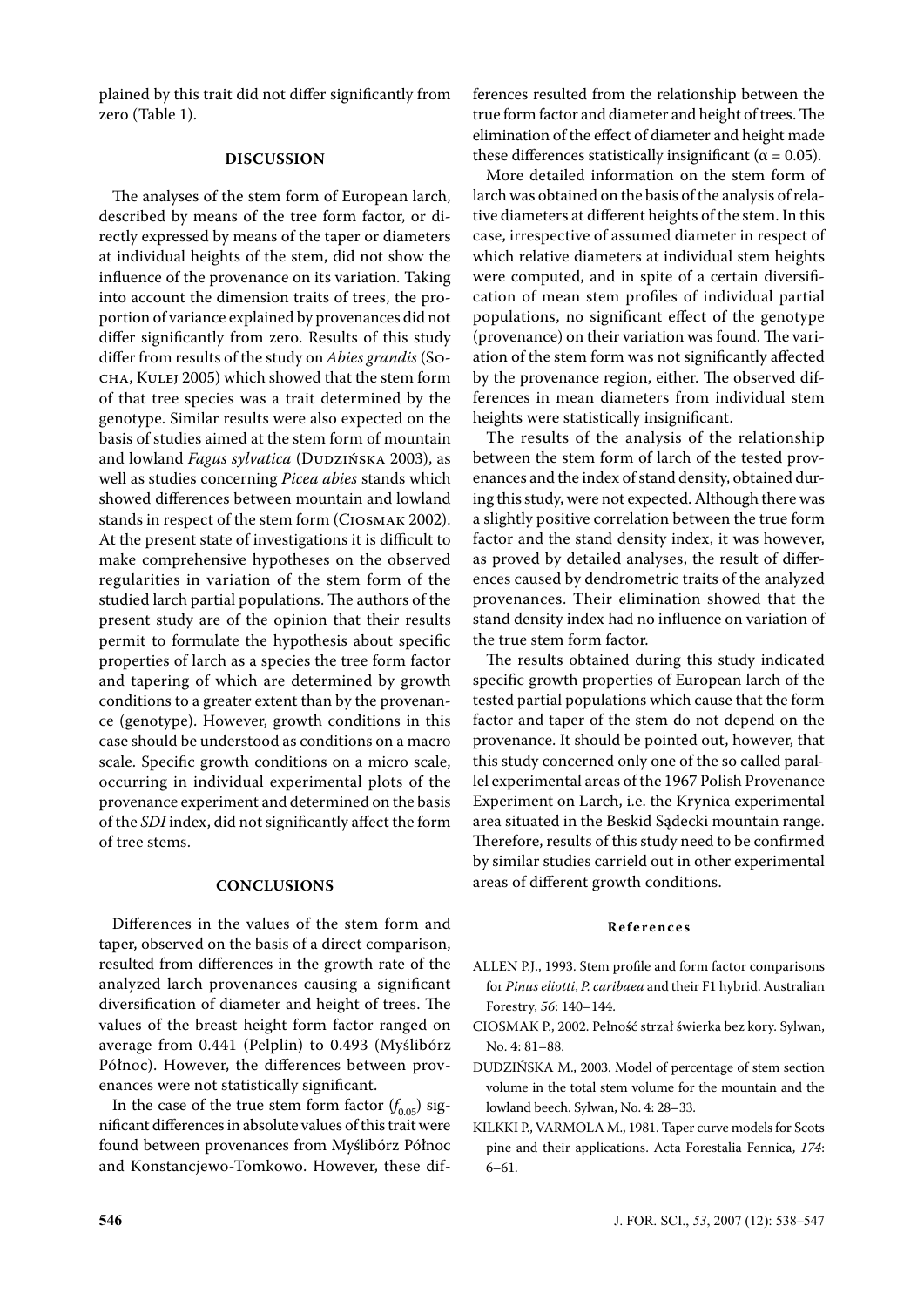plained by this trait did not differ significantly from zero (Table 1).

## DISCUSSION

The analyses of the stem form of European larch, described by means of the tree form factor, or directly expressed by means of the taper or diameters at individual heights of the stem, did not show the influence of the provenance on its variation. Taking into account the dimension traits of trees, the proportion of variance explained by provenances did not differ significantly from zero. Results of this study differ from results of the study on *Abies grandis* (Socha, Kulej 2005) which showed that the stem form of that tree species was a trait determined by the genotype. Similar results were also expected on the basis of studies aimed at the stem form of mountain and lowland *Fagus sylvatica* (Dudzińska 2003), as well as studies concerning *Picea abies* stands which showed differences between mountain and lowland stands in respect of the stem form (Ciosmak 2002). At the present state of investigations it is difficult to make comprehensive hypotheses on the observed regularities in variation of the stem form of the studied larch partial populations. The authors of the present study are of the opinion that their results permit to formulate the hypothesis about specific properties of larch as a species the tree form factor and tapering of which are determined by growth conditions to a greater extent than by the provenance (genotype). However, growth conditions in this case should be understood as conditions on a macro scale. Specific growth conditions on a micro scale, occurring in individual experimental plots of the provenance experiment and determined on the basis of the *SDI* index, did not significantly affect the form of tree stems.

## CONCLUSIONS

Differences in the values of the stem form and taper, observed on the basis of a direct comparison, resulted from differences in the growth rate of the analyzed larch provenances causing a significant diversification of diameter and height of trees. The values of the breast height form factor ranged on average from 0.441 (Pelplin) to 0.493 (Myślibórz Północ). However, the differences between provenances were not statistically significant.

In the case of the true stem form factor ($f_{0.05}$) significant differences in absolute values of this trait were found between provenances from Myślibórz Północ and Konstancjewo-Tomkowo. However, these differences resulted from the relationship between the true form factor and diameter and height of trees. The elimination of the effect of diameter and height made these differences statistically insignificant ($\alpha = 0.05$).

More detailed information on the stem form of larch was obtained on the basis of the analysis of relative diameters at different heights of the stem. In this case, irrespective of assumed diameter in respect of which relative diameters at individual stem heights were computed, and in spite of a certain diversification of mean stem profiles of individual partial populations, no significant effect of the genotype (provenance) on their variation was found. The variation of the stem form was not significantly affected by the provenance region, either. The observed differences in mean diameters from individual stem heights were statistically insignificant.

The results of the analysis of the relationship between the stem form of larch of the tested provenances and the index of stand density, obtained during this study, were not expected. Although there was a slightly positive correlation between the true form factor and the stand density index, it was however, as proved by detailed analyses, the result of differences caused by dendrometric traits of the analyzed provenances. Their elimination showed that the stand density index had no influence on variation of the true stem form factor.

The results obtained during this study indicated specific growth properties of European larch of the tested partial populations which cause that the form factor and taper of the stem do not depend on the provenance. It should be pointed out, however, that this study concerned only one of the so called parallel experimental areas of the 1967 Polish Provenance Experiment on Larch, i.e. the Krynica experimental area situated in the Beskid Sądecki mountain range. Therefore, results of this study need to be confirmed by similar studies carrield out in other experimental areas of different growth conditions.

### References

ALLEN P.J., 1993. Stem profile and form factor comparisons for *Pinus eliotti*, *P. caribaea* and their F1 hybrid. Australian Forestry, *56*: 140–144.

CIOSMAK P., 2002. Pełność strzał świerka bez kory. Sylwan, No. 4: 81–88.

DUDZIŃSKA M., 2003. Model of percentage of stem section volume in the total stem volume for the mountain and the lowland beech. Sylwan, No. 4: 28–33.

KILKKI P., VARMOLA M., 1981. Taper curve models for Scots pine and their applications. Acta Forestalia Fennica, *174*: 6–61.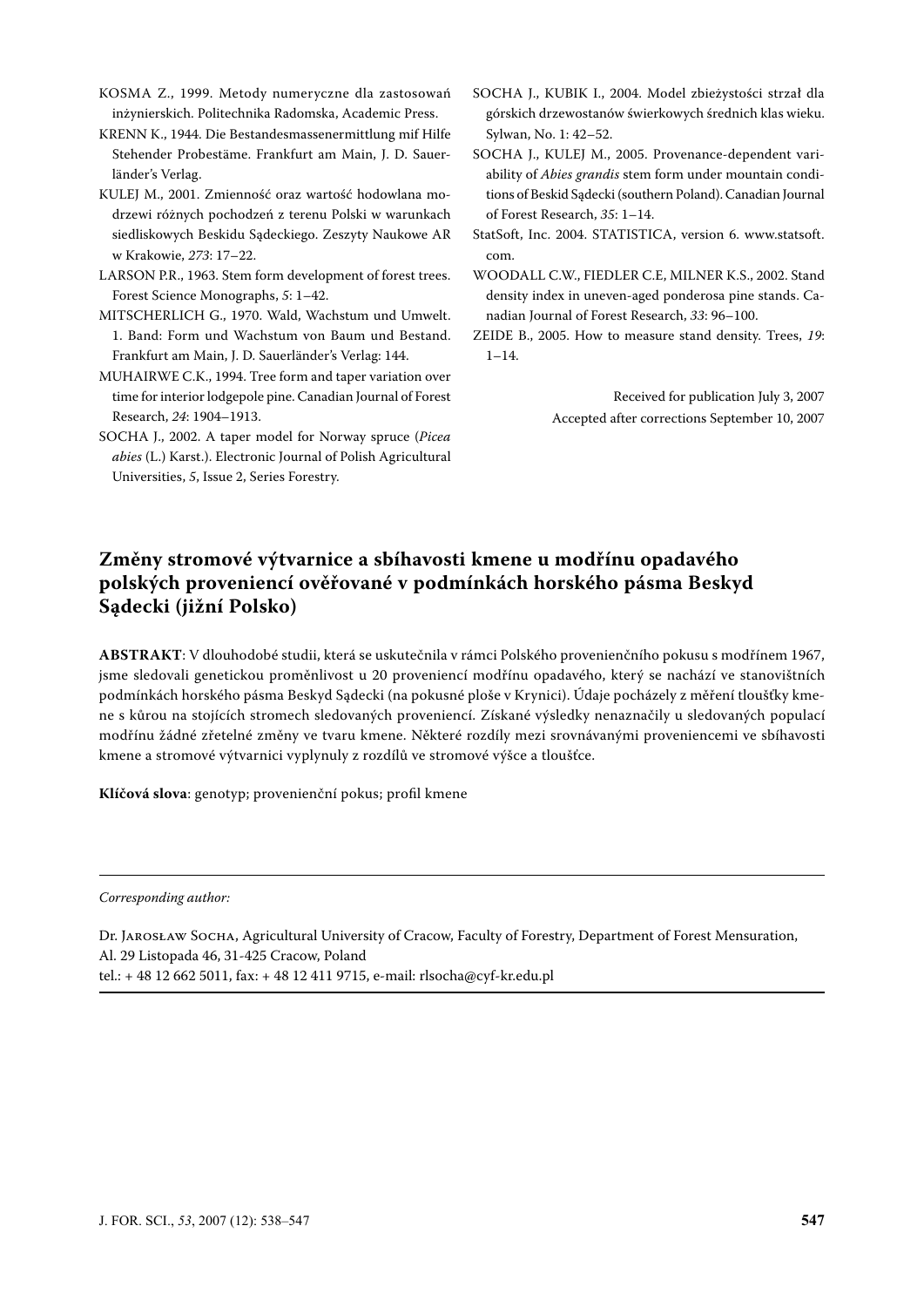KOSMA Z., 1999. Metody numeryczne dla zastosowań inżynierskich. Politechnika Radomska, Academic Press.

KRENN K., 1944. Die Bestandesmassenermittlung mif Hilfe Stehender Probestäme. Frankfurt am Main, J. D. Sauerländer's Verlag.

KULEJ M., 2001. Zmienność oraz wartość hodowlana modrzewi różnych pochodzeń z terenu Polski w warunkach siedliskowych Beskidu Sądeckiego. Zeszyty Naukowe AR w Krakowie, *273*: 17–22.

LARSON P.R., 1963. Stem form development of forest trees. Forest Science Monographs, *5*: 1–42.

MITSCHERLICH G., 1970. Wald, Wachstum und Umwelt. 1. Band: Form und Wachstum von Baum und Bestand. Frankfurt am Main, J. D. Sauerländer's Verlag: 144.

MUHAIRWE C.K., 1994. Tree form and taper variation over time for interior lodgepole pine. Canadian Journal of Forest Research, *24*: 1904–1913.

SOCHA J., 2002. A taper model for Norway spruce (*Picea abies* (L.) Karst.). Electronic Journal of Polish Agricultural Universities, *5*, Issue 2, Series Forestry.

SOCHA J., KUBIK I., 2004. Model zbieżystości strzał dla górskich drzewostanów świerkowych średnich klas wieku. Sylwan, No. 1: 42–52.

SOCHA J., KULEJ M., 2005. Provenance-dependent variability of *Abies grandis* stem form under mountain conditions of Beskid Sądecki (southern Poland). Canadian Journal of Forest Research, *35*: 1–14.

StatSoft, Inc. 2004. STATISTICA, version 6. www.statsoft.com.

WOODALL C.W., FIEDLER C.E, MILNER K.S., 2002. Stand density index in uneven-aged ponderosa pine stands. Canadian Journal of Forest Research, *33*: 96–100.

ZEIDE B., 2005. How to measure stand density. Trees, *19*: 1–14.

Received for publication July 3, 2007
Accepted after corrections September 10, 2007

## Změny stromové výtvarnice a sbíhavosti kmene u modřínu opadavého polských proveniencí ověřované v podmínkách horského pásma Beskyd Sądecki (jižní Polsko)

**ABSTRAKT**: V dlouhodobé studii, která se uskutečnila v rámci Polského provenienčního pokusu s modřínem 1967, jsme sledovali genetickou proměnlivost u 20 proveniencí modřínu opadavého, který se nachází ve stanovištních podmínkách horského pásma Beskyd Sądecki (na pokusné ploše v Krynici). Údaje pocházely z měření tloušťky kmene s kůrou na stojících stromech sledovaných proveniencí. Získané výsledky nenaznačily u sledovaných populací modřínu žádné zřetelné změny ve tvaru kmene. Některé rozdíly mezi srovnávanými proveniencemi ve sbíhavosti kmene a stromové výtvarnici vyplynuly z rozdílů ve stromové výšce a tloušťce.

**Klíčová slova**: genotyp; provenienční pokus; profil kmene

---

*Corresponding author:*

Dr. Jarosław Socha, Agricultural University of Cracow, Faculty of Forestry, Department of Forest Mensuration, Al. 29 Listopada 46, 31-425 Cracow, Poland
tel.: + 48 12 662 5011, fax: + 48 12 411 9715, e-mail: rlsocha@cyf-kr.edu.pl